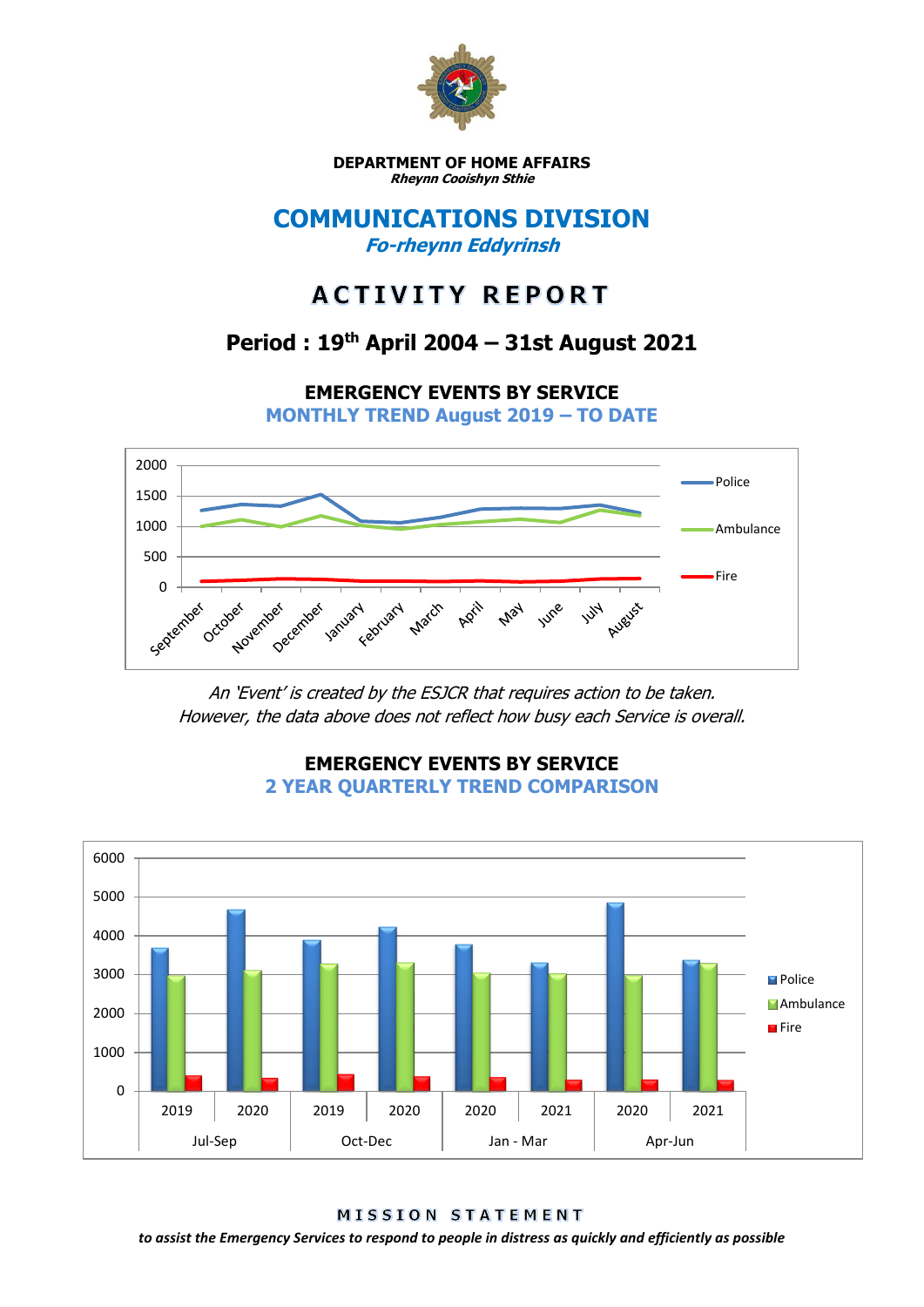**DEPARTMENT OF HOME AFFAIRS**
***Rheynn Cooishyn Sthie***

# COMMUNICATIONS DIVISION

***Fo-rheynn Eddyrinsh***

# ACTIVITY REPORT

## Period : 19th April 2004 – 31st August 2021

### EMERGENCY EVENTS BY SERVICE

**MONTHLY TREND August 2019 – TO DATE**

*An 'Event' is created by the ESJCR that requires action to be taken. However, the data above does not reflect how busy each Service is overall.*

### EMERGENCY EVENTS BY SERVICE

**2 YEAR QUARTERLY TREND COMPARISON**

**MISSION STATEMENT**

***to assist the Emergency Services to respond to people in distress as quickly and efficiently as possible***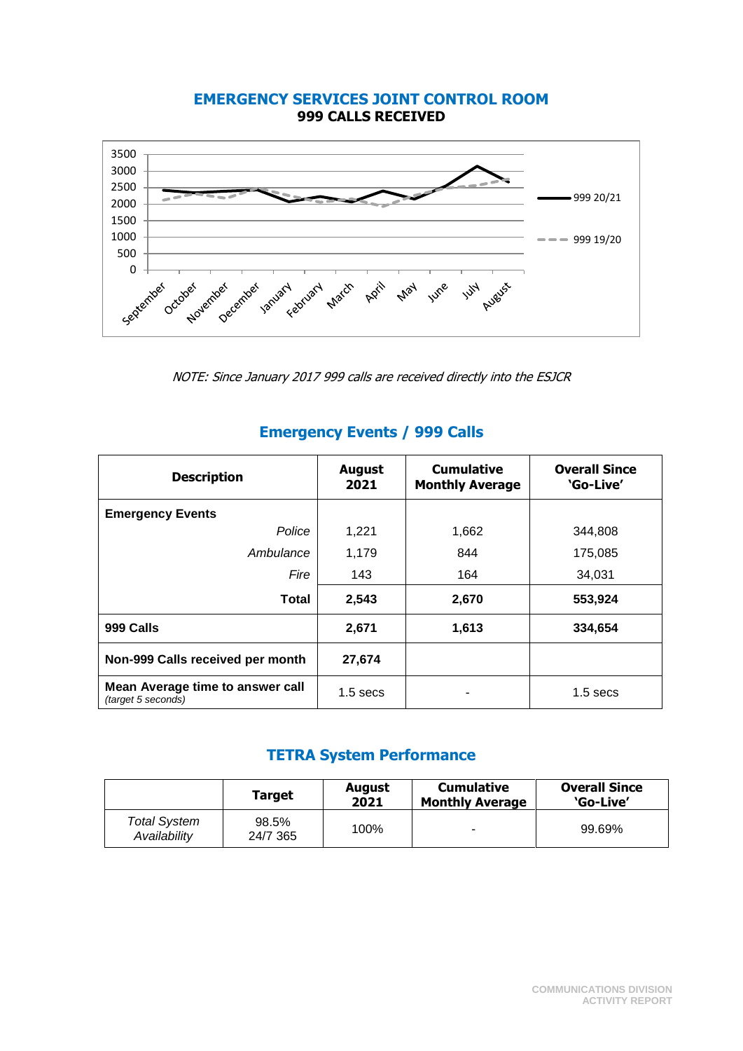## EMERGENCY SERVICES JOINT CONTROL ROOM
**999 CALLS RECEIVED**

3500
3000
2500
2000
1500
1000
500
0

September October November December January February March April May June July August

999 20/21
999 19/20

*NOTE: Since January 2017 999 calls are received directly into the ESJCR*

## Emergency Events / 999 Calls

| Description | August 2021 | Cumulative Monthly Average | Overall Since 'Go-Live' |
|---|---|---|---|
| **Emergency Events** | | | |
| *Police* | 1,221 | 1,662 | 344,808 |
| *Ambulance* | 1,179 | 844 | 175,085 |
| *Fire* | 143 | 164 | 34,031 |
| **Total** | **2,543** | **2,670** | **553,924** |
| **999 Calls** | **2,671** | **1,613** | **334,654** |
| **Non-999 Calls received per month** | **27,674** | | |
| **Mean Average time to answer call** *(target 5 seconds)* | 1.5 secs | - | 1.5 secs |

## TETRA System Performance

| | Target | August 2021 | Cumulative Monthly Average | Overall Since 'Go-Live' |
|---|---|---|---|---|
| *Total System Availability* | 98.5% 24/7 365 | 100% | - | 99.69% |